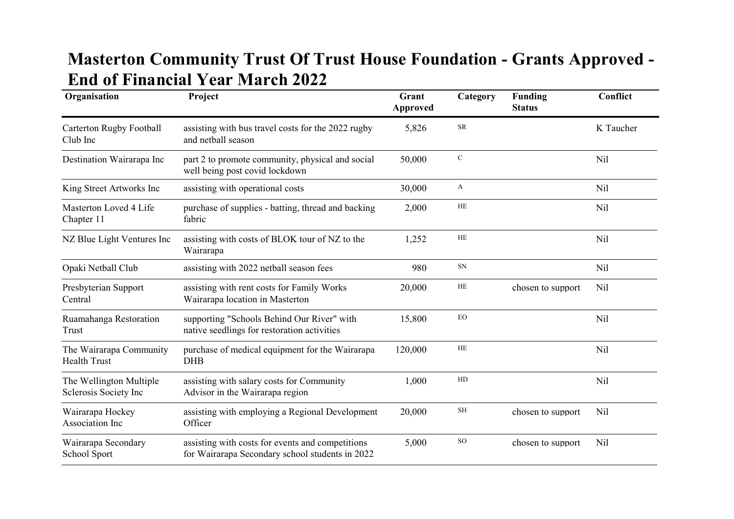# Masterton Community Trust Of Trust House Foundation - Grants Approved - End of Financial Year March 2022

| Organisation | Project | Grant Approved | Category | Funding Status | Conflict |
|---|---|---|---|---|---|
| Carterton Rugby Football Club Inc | assisting with bus travel costs for the 2022 rugby and netball season | 5,826 | SR | | K Taucher |
| Destination Wairarapa Inc | part 2 to promote community, physical and social well being post covid lockdown | 50,000 | C | | Nil |
| King Street Artworks Inc | assisting with operational costs | 30,000 | A | | Nil |
| Masterton Loved 4 Life Chapter 11 | purchase of supplies - batting, thread and backing fabric | 2,000 | HE | | Nil |
| NZ Blue Light Ventures Inc | assisting with costs of BLOK tour of NZ to the Wairarapa | 1,252 | HE | | Nil |
| Opaki Netball Club | assisting with 2022 netball season fees | 980 | SN | | Nil |
| Presbyterian Support Central | assisting with rent costs for Family Works Wairarapa location in Masterton | 20,000 | HE | chosen to support | Nil |
| Ruamahanga Restoration Trust | supporting "Schools Behind Our River" with native seedlings for restoration activities | 15,800 | EO | | Nil |
| The Wairarapa Community Health Trust | purchase of medical equipment for the Wairarapa DHB | 120,000 | HE | | Nil |
| The Wellington Multiple Sclerosis Society Inc | assisting with salary costs for Community Advisor in the Wairarapa region | 1,000 | HD | | Nil |
| Wairarapa Hockey Association Inc | assisting with employing a Regional Development Officer | 20,000 | SH | chosen to support | Nil |
| Wairarapa Secondary School Sport | assisting with costs for events and competitions for Wairarapa Secondary school students in 2022 | 5,000 | SO | chosen to support | Nil |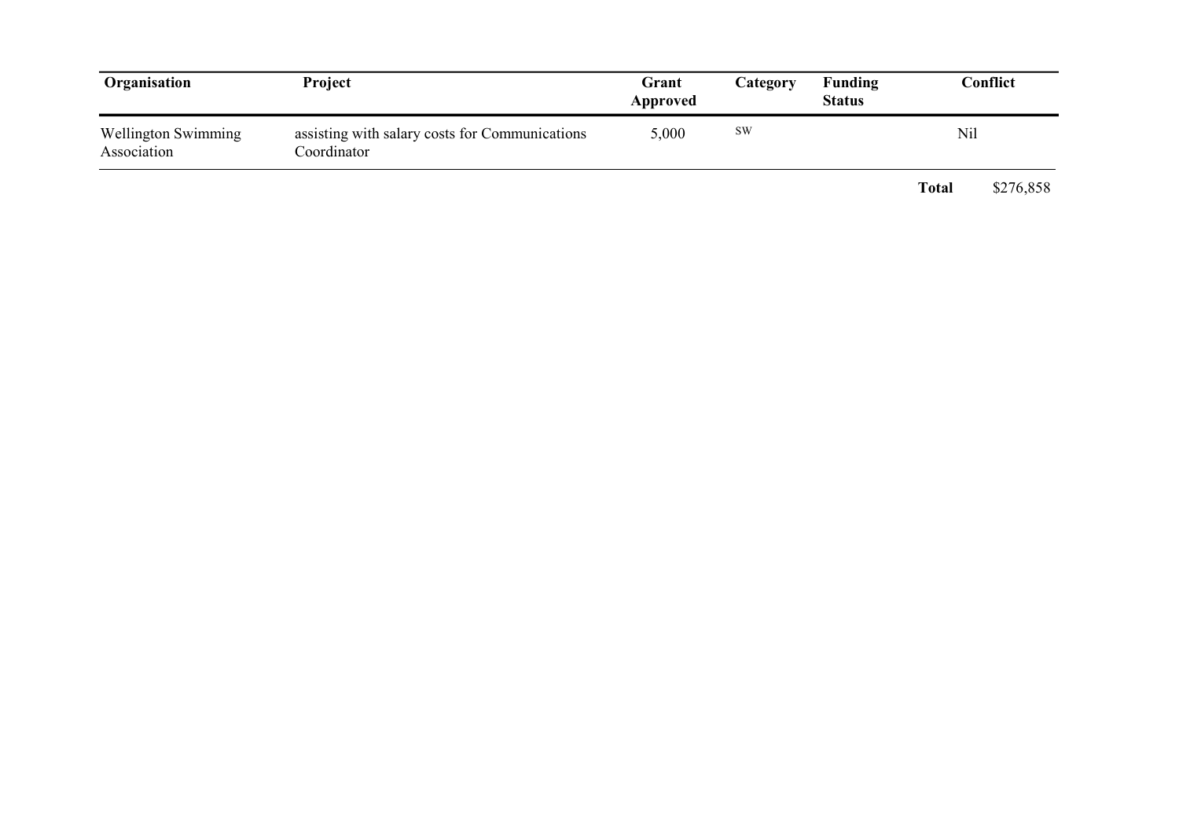| Organisation | Project | Grant Approved | Category | Funding Status | Conflict |
|---|---|---|---|---|---|
| Wellington Swimming Association | assisting with salary costs for Communications Coordinator | 5,000 | SW | | Nil |

**Total** $276,858